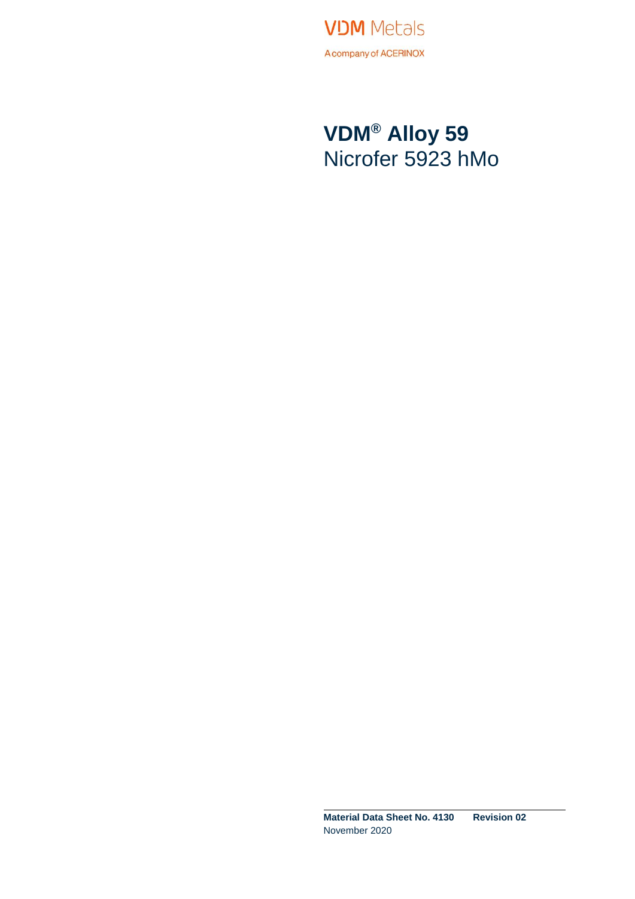VDM Metals

A company of ACERINOX

# VDM® Alloy 59
Nicrofer 5923 hMo

**Material Data Sheet No. 4130** **Revision 02**
November 2020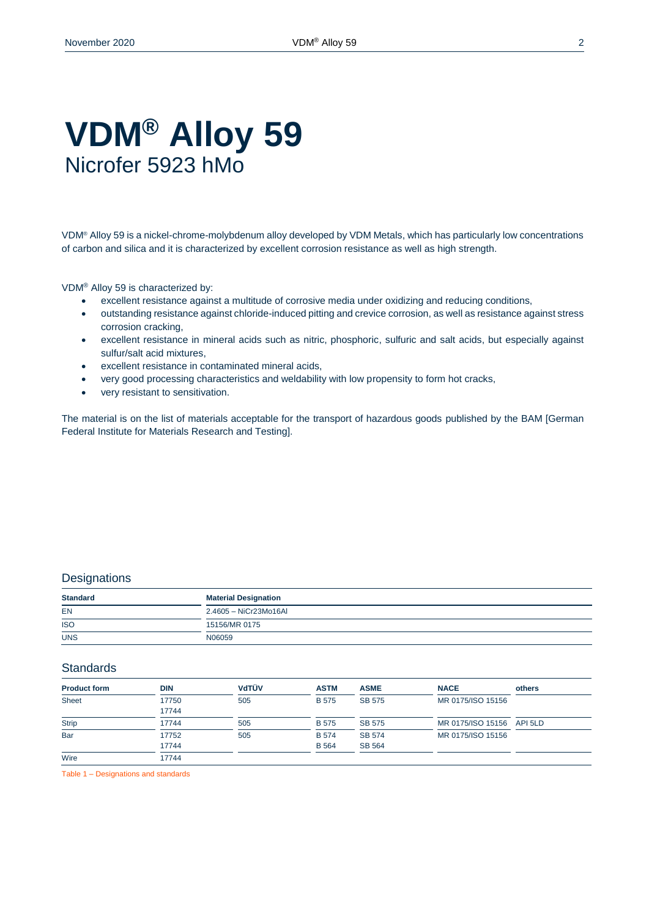# VDM® Alloy 59

Nicrofer 5923 hMo

VDM® Alloy 59 is a nickel-chrome-molybdenum alloy developed by VDM Metals, which has particularly low concentrations of carbon and silica and it is characterized by excellent corrosion resistance as well as high strength.

VDM® Alloy 59 is characterized by:

- excellent resistance against a multitude of corrosive media under oxidizing and reducing conditions,
- outstanding resistance against chloride-induced pitting and crevice corrosion, as well as resistance against stress corrosion cracking,
- excellent resistance in mineral acids such as nitric, phosphoric, sulfuric and salt acids, but especially against sulfur/salt acid mixtures,
- excellent resistance in contaminated mineral acids,
- very good processing characteristics and weldability with low propensity to form hot cracks,
- very resistant to sensitivation.

The material is on the list of materials acceptable for the transport of hazardous goods published by the BAM [German Federal Institute for Materials Research and Testing].

## Designations

| Standard | Material Designation |
|---|---|
| EN | 2.4605 – NiCr23Mo16Al |
| ISO | 15156/MR 0175 |
| UNS | N06059 |

## Standards

| Product form | DIN | VdTÜV | ASTM | ASME | NACE | others |
|---|---|---|---|---|---|---|
| Sheet | 17750<br>17744 | 505 | B 575 | SB 575 | MR 0175/ISO 15156 | |
| Strip | 17744 | 505 | B 575 | SB 575 | MR 0175/ISO 15156 | API 5LD |
| Bar | 17752<br>17744 | 505 | B 574<br>B 564 | SB 574<br>SB 564 | MR 0175/ISO 15156 | |
| Wire | 17744 | | | | | |

Table 1 – Designations and standards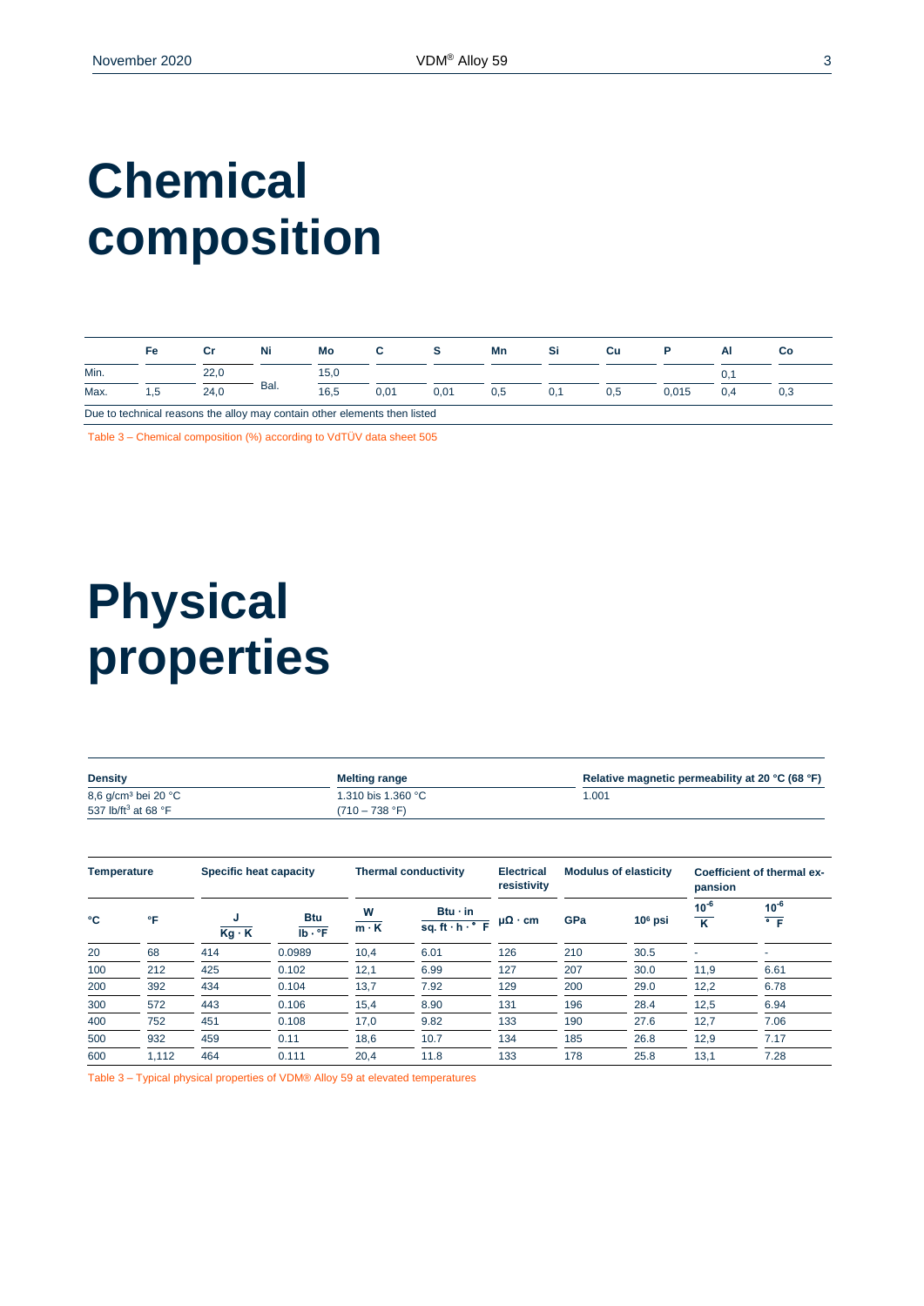# Chemical composition

| | Fe | Cr | Ni | Mo | C | S | Mn | Si | Cu | P | Al | Co |
|---|---|---|---|---|---|---|---|---|---|---|---|---|
| Min. | | 22,0 | Bal. | 15,0 | | | | | | | 0,1 | |
| Max. | 1,5 | 24,0 | | 16,5 | 0,01 | 0,01 | 0,5 | 0,1 | 0,5 | 0,015 | 0,4 | 0,3 |
| Due to technical reasons the alloy may contain other elements then listed | | | | | | | | | | | | |

Table 3 – Chemical composition (%) according to VdTÜV data sheet 505

# Physical properties

| Density | Melting range | Relative magnetic permeability at 20 °C (68 °F) |
|---|---|---|
| 8,6 g/cm³ bei 20 °C<br>537 lb/ft³ at 68 °F | 1.310 bis 1.360 °C<br>(710 – 738 °F) | 1.001 |

| Temperature | | Specific heat capacity | | Thermal conductivity | | Electrical resistivity | Modulus of elasticity | | Coefficient of thermal expansion | |
|---|---|---|---|---|---|---|---|---|---|---|
| °C | °F | $\frac{J}{Kg \cdot K}$ | $\frac{Btu}{lb \cdot °F}$ | $\frac{W}{m \cdot K}$ | $\frac{Btu \cdot in}{sq. ft \cdot h \cdot °F}$ | µΩ · cm | GPa | $10^6$ psi | $\frac{10^{-6}}{K}$ | $\frac{10^{-6}}{°F}$ |
| 20 | 68 | 414 | 0.0989 | 10,4 | 6.01 | 126 | 210 | 30.5 | - | - |
| 100 | 212 | 425 | 0.102 | 12,1 | 6.99 | 127 | 207 | 30.0 | 11,9 | 6.61 |
| 200 | 392 | 434 | 0.104 | 13,7 | 7.92 | 129 | 200 | 29.0 | 12,2 | 6.78 |
| 300 | 572 | 443 | 0.106 | 15,4 | 8.90 | 131 | 196 | 28.4 | 12,5 | 6.94 |
| 400 | 752 | 451 | 0.108 | 17,0 | 9.82 | 133 | 190 | 27.6 | 12,7 | 7.06 |
| 500 | 932 | 459 | 0.11 | 18,6 | 10.7 | 134 | 185 | 26.8 | 12,9 | 7.17 |
| 600 | 1,112 | 464 | 0.111 | 20,4 | 11.8 | 133 | 178 | 25.8 | 13,1 | 7.28 |

Table 3 – Typical physical properties of VDM® Alloy 59 at elevated temperatures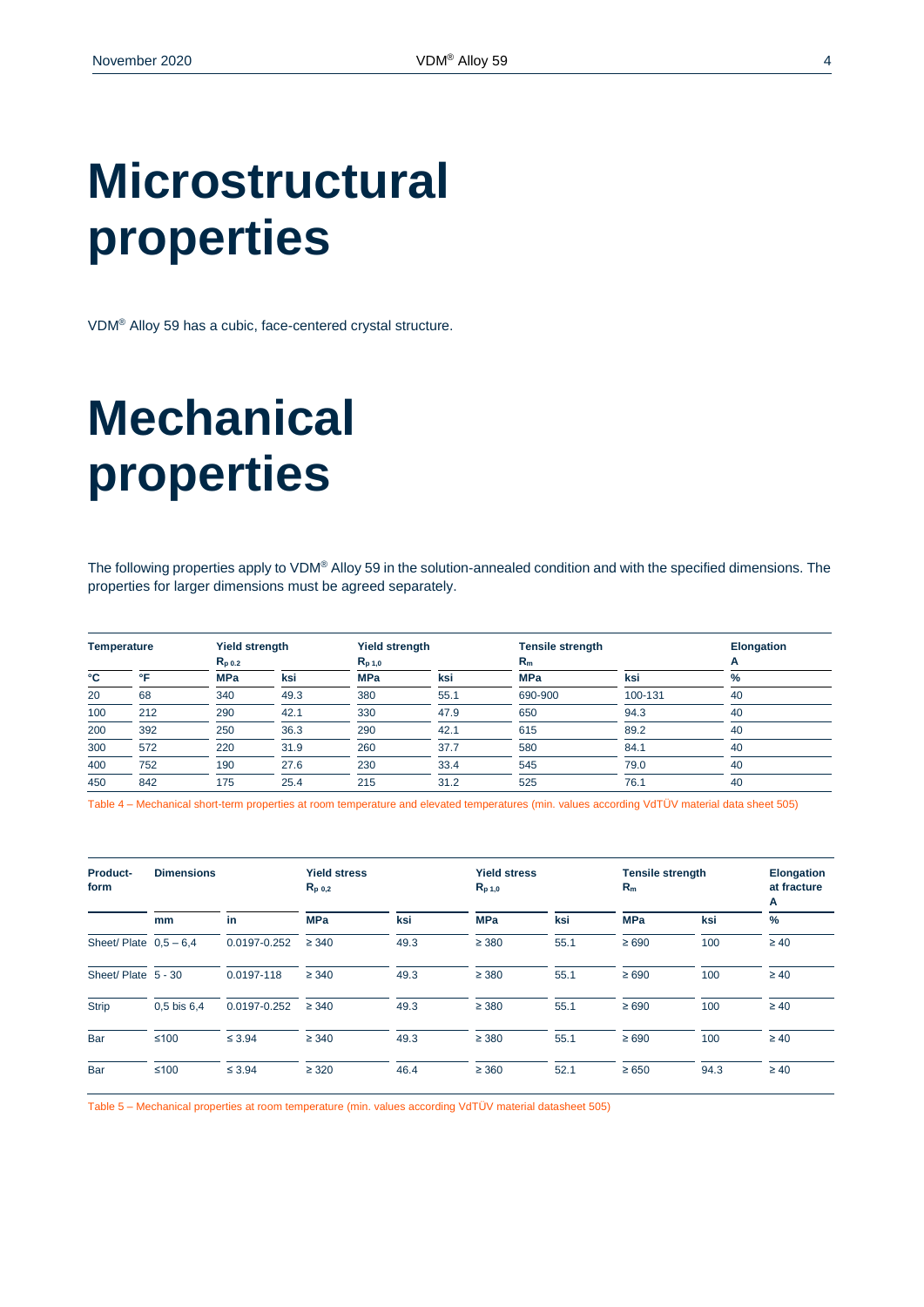# Microstructural properties

VDM® Alloy 59 has a cubic, face-centered crystal structure.

# Mechanical properties

The following properties apply to VDM® Alloy 59 in the solution-annealed condition and with the specified dimensions. The properties for larger dimensions must be agreed separately.

| Temperature | | Yield strength $R_{p\,0.2}$ | | Yield strength $R_{p\,1.0}$ | | Tensile strength $R_m$ | | Elongation A |
|---|---|---|---|---|---|---|---|---|
| °C | °F | MPa | ksi | MPa | ksi | MPa | ksi | % |
| 20 | 68 | 340 | 49.3 | 380 | 55.1 | 690-900 | 100-131 | 40 |
| 100 | 212 | 290 | 42.1 | 330 | 47.9 | 650 | 94.3 | 40 |
| 200 | 392 | 250 | 36.3 | 290 | 42.1 | 615 | 89.2 | 40 |
| 300 | 572 | 220 | 31.9 | 260 | 37.7 | 580 | 84.1 | 40 |
| 400 | 752 | 190 | 27.6 | 230 | 33.4 | 545 | 79.0 | 40 |
| 450 | 842 | 175 | 25.4 | 215 | 31.2 | 525 | 76.1 | 40 |

Table 4 – Mechanical short-term properties at room temperature and elevated temperatures (min. values according VdTÜV material data sheet 505)

| Product-form | Dimensions | | Yield stress $R_{p\,0,2}$ | | Yield stress $R_{p\,1,0}$ | | Tensile strength $R_m$ | | Elongation at fracture A |
|---|---|---|---|---|---|---|---|---|---|
| | mm | in | MPa | ksi | MPa | ksi | MPa | ksi | % |
| Sheet/ Plate | 0,5 – 6,4 | 0.0197-0.252 | ≥ 340 | 49.3 | ≥ 380 | 55.1 | ≥ 690 | 100 | ≥ 40 |
| Sheet/ Plate | 5 - 30 | 0.0197-118 | ≥ 340 | 49.3 | ≥ 380 | 55.1 | ≥ 690 | 100 | ≥ 40 |
| Strip | 0,5 bis 6,4 | 0.0197-0.252 | ≥ 340 | 49.3 | ≥ 380 | 55.1 | ≥ 690 | 100 | ≥ 40 |
| Bar | ≤100 | ≤ 3.94 | ≥ 340 | 49.3 | ≥ 380 | 55.1 | ≥ 690 | 100 | ≥ 40 |
| Bar | ≤100 | ≤ 3.94 | ≥ 320 | 46.4 | ≥ 360 | 52.1 | ≥ 650 | 94.3 | ≥ 40 |

Table 5 – Mechanical properties at room temperature (min. values according VdTÜV material datasheet 505)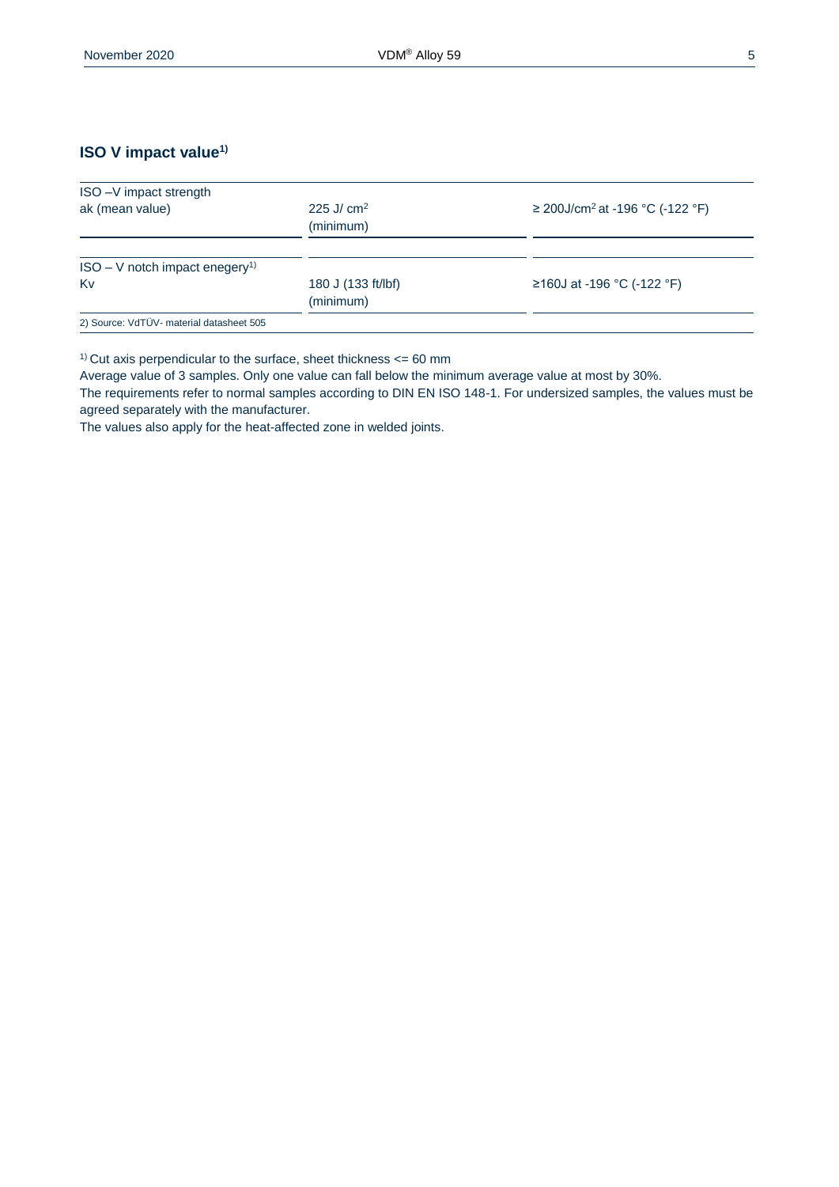## ISO V impact value[1)]

| ISO –V impact strength<br>ak (mean value) | 225 J/ $cm^2$<br>(minimum) | ≥ 200J/$cm^2$ at -196 °C (-122 °F) |
|---|---|---|
| ISO – V notch impact enegery[1)]<br>Kv | 180 J (133 ft/lbf)<br>(minimum) | ≥160J at -196 °C (-122 °F) |

2) Source: VdTÜV- material datasheet 505

[1)] Cut axis perpendicular to the surface, sheet thickness <= 60 mm
Average value of 3 samples. Only one value can fall below the minimum average value at most by 30%.
The requirements refer to normal samples according to DIN EN ISO 148-1. For undersized samples, the values must be agreed separately with the manufacturer.
The values also apply for the heat-affected zone in welded joints.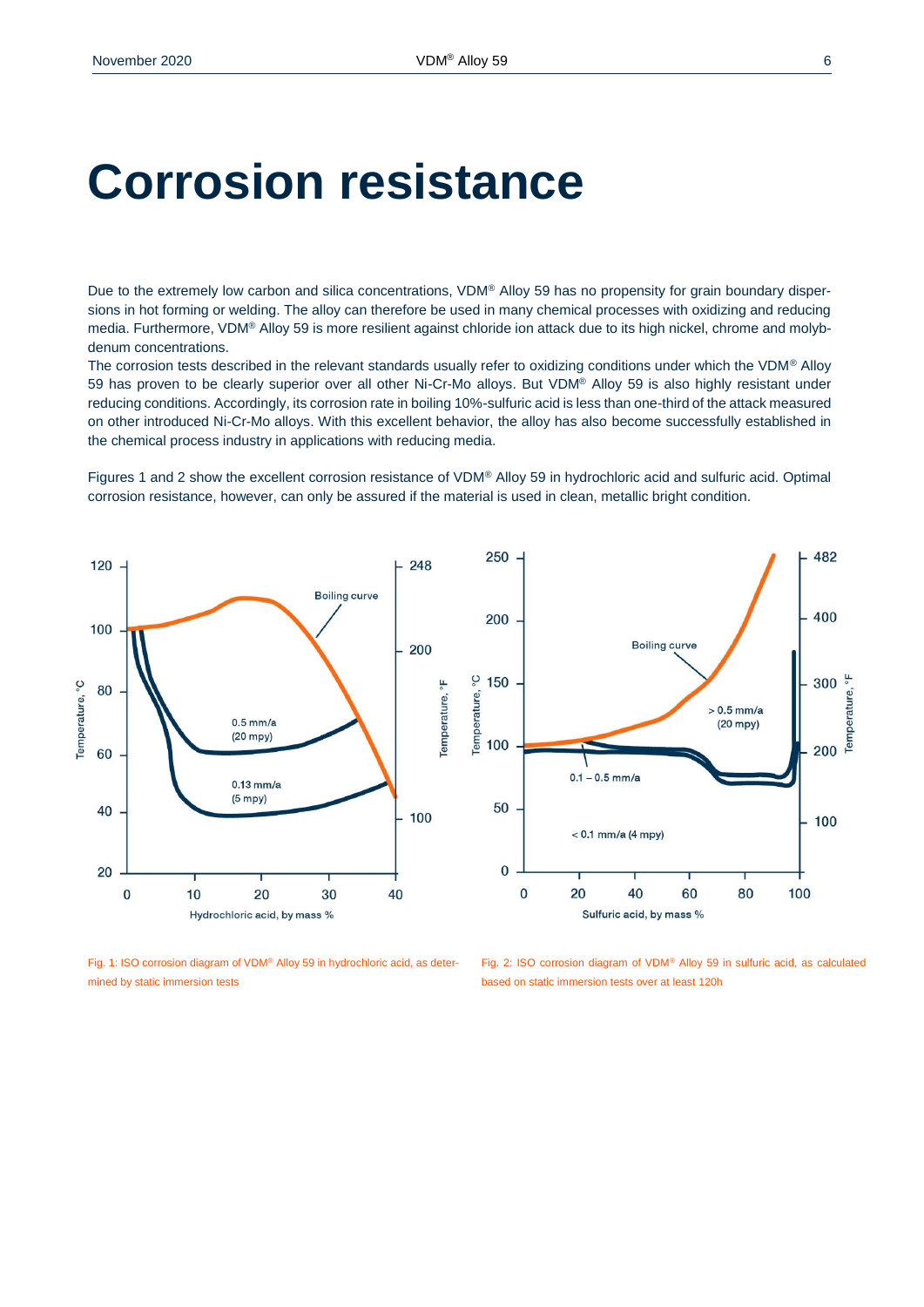# Corrosion resistance

Due to the extremely low carbon and silica concentrations, VDM® Alloy 59 has no propensity for grain boundary dispersions in hot forming or welding. The alloy can therefore be used in many chemical processes with oxidizing and reducing media. Furthermore, VDM® Alloy 59 is more resilient against chloride ion attack due to its high nickel, chrome and molybdenum concentrations.

The corrosion tests described in the relevant standards usually refer to oxidizing conditions under which the VDM® Alloy 59 has proven to be clearly superior over all other Ni-Cr-Mo alloys. But VDM® Alloy 59 is also highly resistant under reducing conditions. Accordingly, its corrosion rate in boiling 10%-sulfuric acid is less than one-third of the attack measured on other introduced Ni-Cr-Mo alloys. With this excellent behavior, the alloy has also become successfully established in the chemical process industry in applications with reducing media.

Figures 1 and 2 show the excellent corrosion resistance of VDM® Alloy 59 in hydrochloric acid and sulfuric acid. Optimal corrosion resistance, however, can only be assured if the material is used in clean, metallic bright condition.

Fig. 1: ISO corrosion diagram of VDM® Alloy 59 in hydrochloric acid, as determined by static immersion tests

Fig. 2: ISO corrosion diagram of VDM® Alloy 59 in sulfuric acid, as calculated based on static immersion tests over at least 120h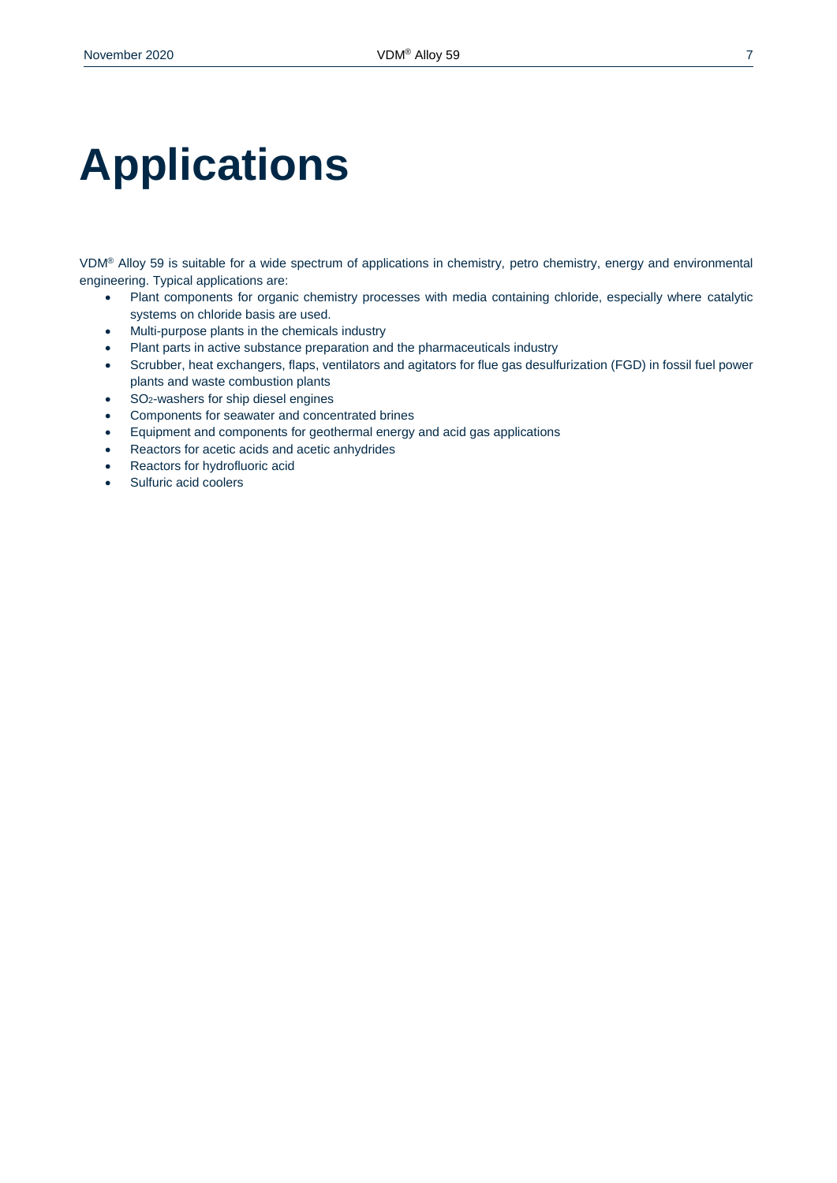# Applications

VDM® Alloy 59 is suitable for a wide spectrum of applications in chemistry, petro chemistry, energy and environmental engineering. Typical applications are:

- Plant components for organic chemistry processes with media containing chloride, especially where catalytic systems on chloride basis are used.
- Multi-purpose plants in the chemicals industry
- Plant parts in active substance preparation and the pharmaceuticals industry
- Scrubber, heat exchangers, flaps, ventilators and agitators for flue gas desulfurization (FGD) in fossil fuel power plants and waste combustion plants
- $SO_2$-washers for ship diesel engines
- Components for seawater and concentrated brines
- Equipment and components for geothermal energy and acid gas applications
- Reactors for acetic acids and acetic anhydrides
- Reactors for hydrofluoric acid
- Sulfuric acid coolers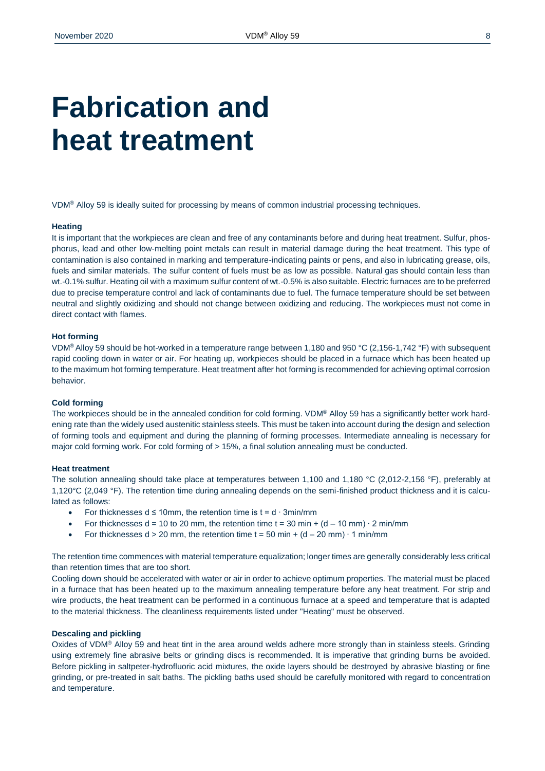# Fabrication and heat treatment

VDM® Alloy 59 is ideally suited for processing by means of common industrial processing techniques.

### Heating

It is important that the workpieces are clean and free of any contaminants before and during heat treatment. Sulfur, phosphorus, lead and other low-melting point metals can result in material damage during the heat treatment. This type of contamination is also contained in marking and temperature-indicating paints or pens, and also in lubricating grease, oils, fuels and similar materials. The sulfur content of fuels must be as low as possible. Natural gas should contain less than wt.-0.1% sulfur. Heating oil with a maximum sulfur content of wt.-0.5% is also suitable. Electric furnaces are to be preferred due to precise temperature control and lack of contaminants due to fuel. The furnace temperature should be set between neutral and slightly oxidizing and should not change between oxidizing and reducing. The workpieces must not come in direct contact with flames.

### Hot forming

VDM® Alloy 59 should be hot-worked in a temperature range between 1,180 and 950 °C (2,156-1,742 °F) with subsequent rapid cooling down in water or air. For heating up, workpieces should be placed in a furnace which has been heated up to the maximum hot forming temperature. Heat treatment after hot forming is recommended for achieving optimal corrosion behavior.

### Cold forming

The workpieces should be in the annealed condition for cold forming. VDM® Alloy 59 has a significantly better work hardening rate than the widely used austenitic stainless steels. This must be taken into account during the design and selection of forming tools and equipment and during the planning of forming processes. Intermediate annealing is necessary for major cold forming work. For cold forming of > 15%, a final solution annealing must be conducted.

### Heat treatment

The solution annealing should take place at temperatures between 1,100 and 1,180 °C (2,012-2,156 °F), preferably at 1,120°C (2,049 °F). The retention time during annealing depends on the semi-finished product thickness and it is calculated as follows:

- For thicknesses $d \leq 10$mm, the retention time is $t = d \cdot 3$min/mm
- For thicknesses $d = 10$ to 20 mm, the retention time $t = 30\text{ min} + (d - 10\text{ mm}) \cdot 2\text{ min/mm}$
- For thicknesses $d > 20$ mm, the retention time $t = 50\text{ min} + (d - 20\text{ mm}) \cdot 1\text{ min/mm}$

The retention time commences with material temperature equalization; longer times are generally considerably less critical than retention times that are too short.

Cooling down should be accelerated with water or air in order to achieve optimum properties. The material must be placed in a furnace that has been heated up to the maximum annealing temperature before any heat treatment. For strip and wire products, the heat treatment can be performed in a continuous furnace at a speed and temperature that is adapted to the material thickness. The cleanliness requirements listed under "Heating" must be observed.

### Descaling and pickling

Oxides of VDM® Alloy 59 and heat tint in the area around welds adhere more strongly than in stainless steels. Grinding using extremely fine abrasive belts or grinding discs is recommended. It is imperative that grinding burns be avoided. Before pickling in saltpeter-hydrofluoric acid mixtures, the oxide layers should be destroyed by abrasive blasting or fine grinding, or pre-treated in salt baths. The pickling baths used should be carefully monitored with regard to concentration and temperature.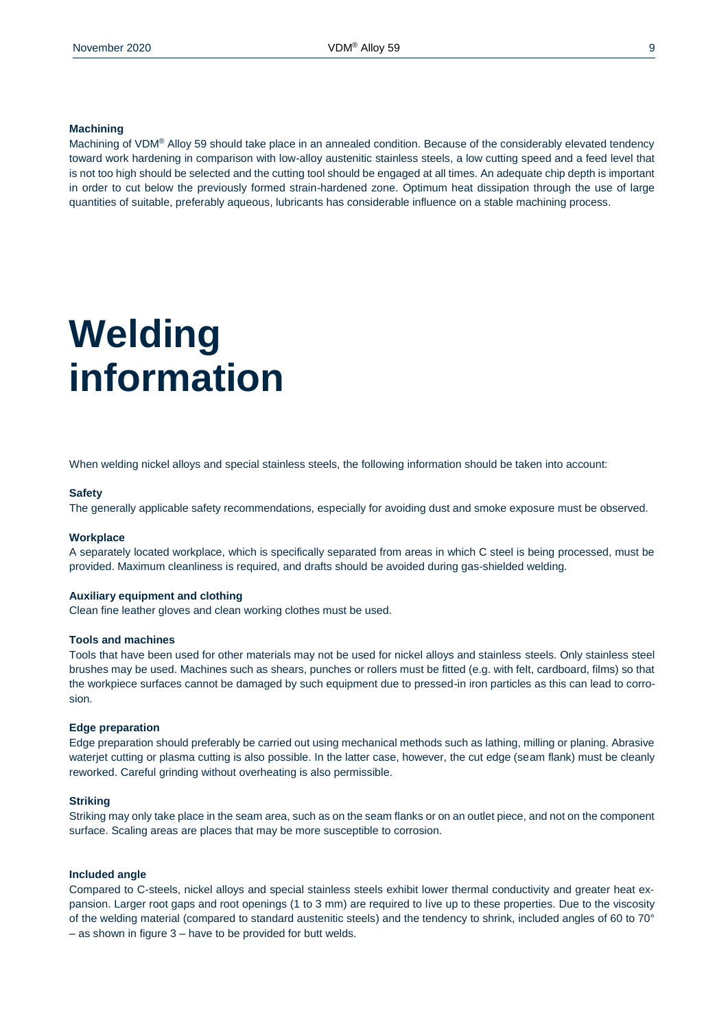### Machining

Machining of VDM® Alloy 59 should take place in an annealed condition. Because of the considerably elevated tendency toward work hardening in comparison with low-alloy austenitic stainless steels, a low cutting speed and a feed level that is not too high should be selected and the cutting tool should be engaged at all times. An adequate chip depth is important in order to cut below the previously formed strain-hardened zone. Optimum heat dissipation through the use of large quantities of suitable, preferably aqueous, lubricants has considerable influence on a stable machining process.

# Welding information

When welding nickel alloys and special stainless steels, the following information should be taken into account:

### Safety

The generally applicable safety recommendations, especially for avoiding dust and smoke exposure must be observed.

### Workplace

A separately located workplace, which is specifically separated from areas in which C steel is being processed, must be provided. Maximum cleanliness is required, and drafts should be avoided during gas-shielded welding.

### Auxiliary equipment and clothing

Clean fine leather gloves and clean working clothes must be used.

### Tools and machines

Tools that have been used for other materials may not be used for nickel alloys and stainless steels. Only stainless steel brushes may be used. Machines such as shears, punches or rollers must be fitted (e.g. with felt, cardboard, films) so that the workpiece surfaces cannot be damaged by such equipment due to pressed-in iron particles as this can lead to corrosion.

### Edge preparation

Edge preparation should preferably be carried out using mechanical methods such as lathing, milling or planing. Abrasive waterjet cutting or plasma cutting is also possible. In the latter case, however, the cut edge (seam flank) must be cleanly reworked. Careful grinding without overheating is also permissible.

### Striking

Striking may only take place in the seam area, such as on the seam flanks or on an outlet piece, and not on the component surface. Scaling areas are places that may be more susceptible to corrosion.

### Included angle

Compared to C-steels, nickel alloys and special stainless steels exhibit lower thermal conductivity and greater heat expansion. Larger root gaps and root openings (1 to 3 mm) are required to live up to these properties. Due to the viscosity of the welding material (compared to standard austenitic steels) and the tendency to shrink, included angles of 60 to 70° – as shown in figure 3 – have to be provided for butt welds.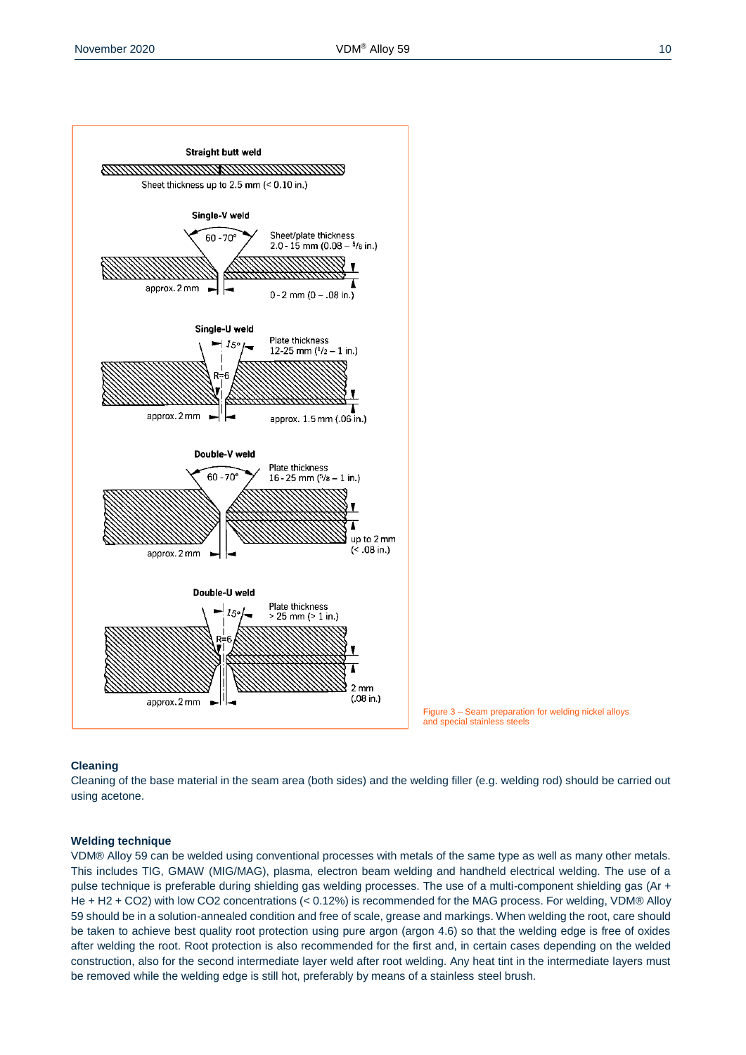**Straight butt weld**

Sheet thickness up to 2.5 mm (< 0.10 in.)

**Single-V weld**

60 - 70°

Sheet/plate thickness 2.0 - 15 mm (0.08 – 5/8 in.)

approx. 2 mm

0 - 2 mm (0 – .08 in.)

**Single-U weld**

15°

R=6

Plate thickness 12-25 mm (1/2 – 1 in.)

approx. 2 mm

approx. 1.5 mm (.06 in.)

**Double-V weld**

60 - 70°

Plate thickness 16 - 25 mm (5/8 – 1 in.)

up to 2 mm (< .08 in.)

approx. 2 mm

**Double-U weld**

15°

R=6

Plate thickness > 25 mm (> 1 in.)

2 mm (.08 in.)

approx. 2 mm

Figure 3 – Seam preparation for welding nickel alloys and special stainless steels

### Cleaning

Cleaning of the base material in the seam area (both sides) and the welding filler (e.g. welding rod) should be carried out using acetone.

### Welding technique

VDM® Alloy 59 can be welded using conventional processes with metals of the same type as well as many other metals. This includes TIG, GMAW (MIG/MAG), plasma, electron beam welding and handheld electrical welding. The use of a pulse technique is preferable during shielding gas welding processes. The use of a multi-component shielding gas (Ar + He + $H_2$ + $CO_2$) with low $CO_2$ concentrations (< 0.12%) is recommended for the MAG process. For welding, VDM® Alloy 59 should be in a solution-annealed condition and free of scale, grease and markings. When welding the root, care should be taken to achieve best quality root protection using pure argon (argon 4.6) so that the welding edge is free of oxides after welding the root. Root protection is also recommended for the first and, in certain cases depending on the welded construction, also for the second intermediate layer weld after root welding. Any heat tint in the intermediate layers must be removed while the welding edge is still hot, preferably by means of a stainless steel brush.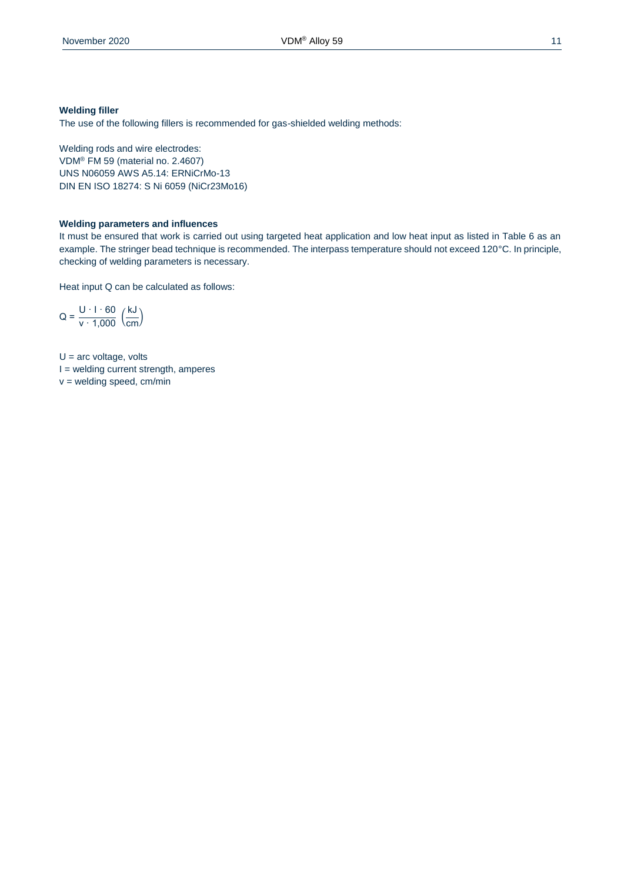### Welding filler

The use of the following fillers is recommended for gas-shielded welding methods:

Welding rods and wire electrodes:
VDM® FM 59 (material no. 2.4607)
UNS N06059 AWS A5.14: ERNiCrMo-13
DIN EN ISO 18274: S Ni 6059 (NiCr23Mo16)

### Welding parameters and influences

It must be ensured that work is carried out using targeted heat application and low heat input as listed in Table 6 as an example. The stringer bead technique is recommended. The interpass temperature should not exceed 120°C. In principle, checking of welding parameters is necessary.

Heat input Q can be calculated as follows:

$$Q = \frac{U \cdot I \cdot 60}{v \cdot 1{,}000} \left(\frac{kJ}{cm}\right)$$

$U$ = arc voltage, volts
$I$ = welding current strength, amperes
$v$ = welding speed, cm/min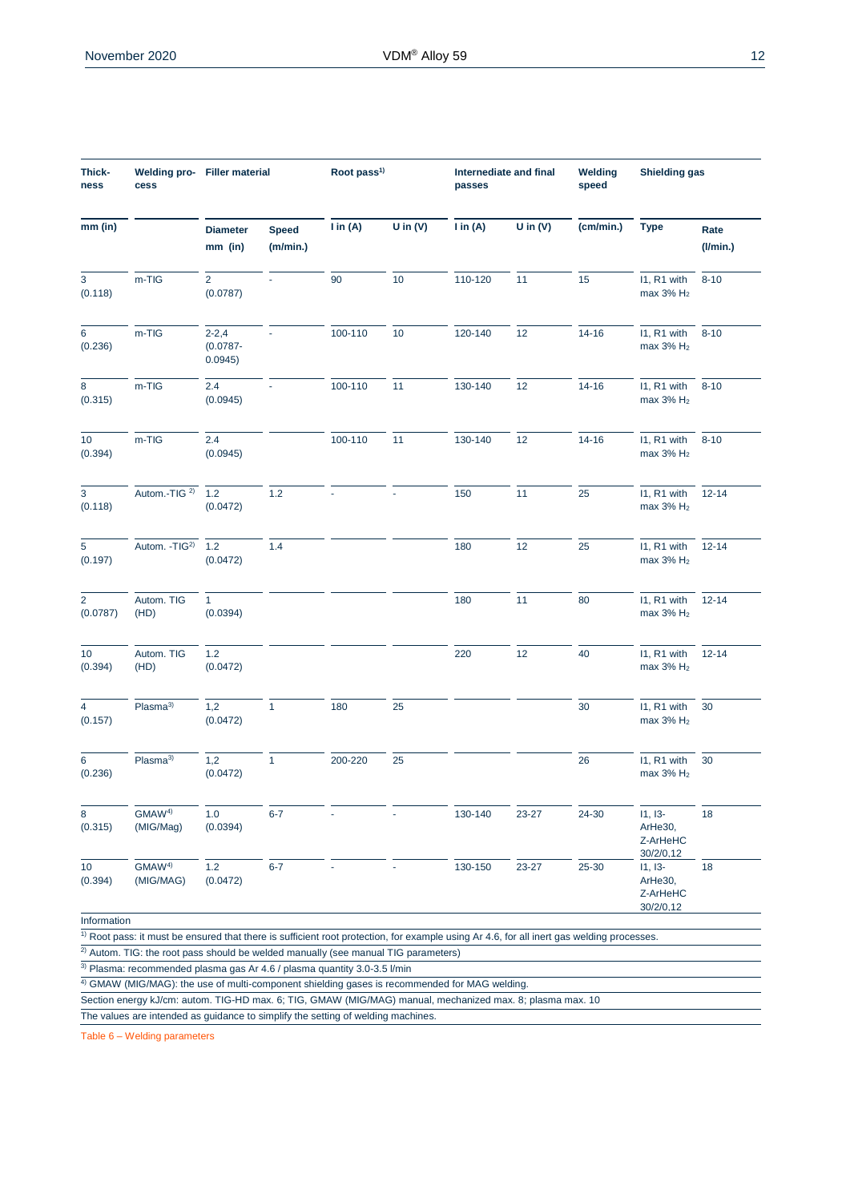| Thick-ness | Welding pro-cess | Filler material | | Root pass[1)] | | Internediate and final passes | | Welding speed | Shielding gas | |
|---|---|---|---|---|---|---|---|---|---|---|
| mm (in) | | Diameter mm (in) | Speed (m/min.) | I in (A) | U in (V) | I in (A) | U in (V) | (cm/min.) | Type | Rate (l/min.) |
| 3 (0.118) | m-TIG | 2 (0.0787) | - | 90 | 10 | 110-120 | 11 | 15 | I1, R1 with max 3% $H_2$ | 8-10 |
| 6 (0.236) | m-TIG | 2-2,4 (0.0787-0.0945) | - | 100-110 | 10 | 120-140 | 12 | 14-16 | I1, R1 with max 3% $H_2$ | 8-10 |
| 8 (0.315) | m-TIG | 2.4 (0.0945) | - | 100-110 | 11 | 130-140 | 12 | 14-16 | I1, R1 with max 3% $H_2$ | 8-10 |
| 10 (0.394) | m-TIG | 2.4 (0.0945) | | 100-110 | 11 | 130-140 | 12 | 14-16 | I1, R1 with max 3% $H_2$ | 8-10 |
| 3 (0.118) | Autom.-TIG [2)] | 1.2 (0.0472) | 1.2 | - | - | 150 | 11 | 25 | I1, R1 with max 3% $H_2$ | 12-14 |
| 5 (0.197) | Autom. -TIG[2)] | 1.2 (0.0472) | 1.4 | | | 180 | 12 | 25 | I1, R1 with max 3% $H_2$ | 12-14 |
| 2 (0.0787) | Autom. TIG (HD) | 1 (0.0394) | | | | 180 | 11 | 80 | I1, R1 with max 3% $H_2$ | 12-14 |
| 10 (0.394) | Autom. TIG (HD) | 1.2 (0.0472) | | | | 220 | 12 | 40 | I1, R1 with max 3% $H_2$ | 12-14 |
| 4 (0.157) | Plasma[3)] | 1,2 (0.0472) | 1 | 180 | 25 | | | 30 | I1, R1 with max 3% $H_2$ | 30 |
| 6 (0.236) | Plasma[3)] | 1,2 (0.0472) | 1 | 200-220 | 25 | | | 26 | I1, R1 with max 3% $H_2$ | 30 |
| 8 (0.315) | GMAW[4)] (MIG/Mag) | 1.0 (0.0394) | 6-7 | - | - | 130-140 | 23-27 | 24-30 | I1, I3-ArHe30, Z-ArHeHC 30/2/0,12 | 18 |
| 10 (0.394) | GMAW[4)] (MIG/MAG) | 1.2 (0.0472) | 6-7 | - | - | 130-150 | 23-27 | 25-30 | I1, I3-ArHe30, Z-ArHeHC 30/2/0,12 | 18 |

Information

[1)] Root pass: it must be ensured that there is sufficient root protection, for example using Ar 4.6, for all inert gas welding processes.

[2)] Autom. TIG: the root pass should be welded manually (see manual TIG parameters)

[3)] Plasma: recommended plasma gas Ar 4.6 / plasma quantity 3.0-3.5 l/min

[4)] GMAW (MIG/MAG): the use of multi-component shielding gases is recommended for MAG welding.

Section energy kJ/cm: autom. TIG-HD max. 6; TIG, GMAW (MIG/MAG) manual, mechanized max. 8; plasma max. 10

The values are intended as guidance to simplify the setting of welding machines.

Table 6 – Welding parameters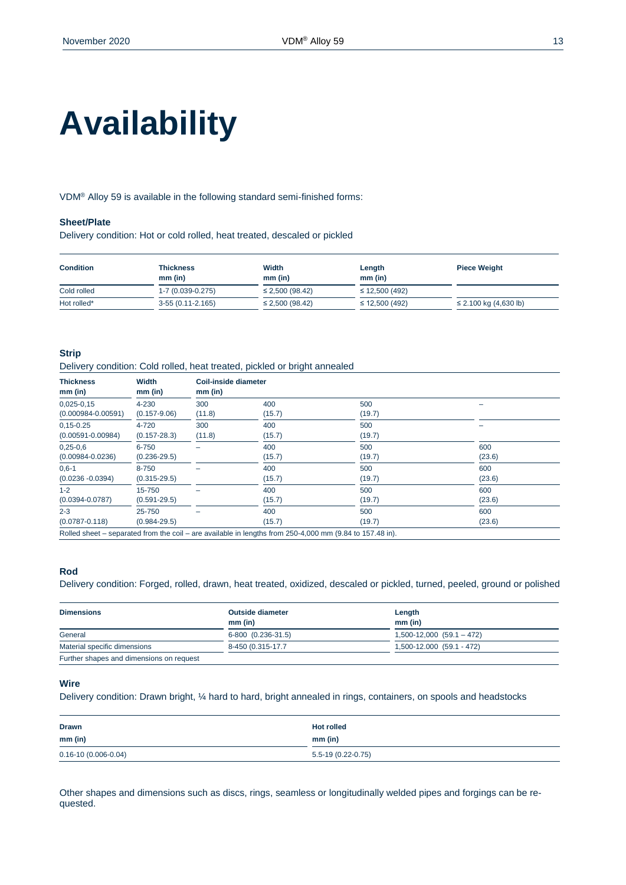# Availability

VDM® Alloy 59 is available in the following standard semi-finished forms:

### Sheet/Plate

Delivery condition: Hot or cold rolled, heat treated, descaled or pickled

| Condition | Thickness mm (in) | Width mm (in) | Length mm (in) | Piece Weight |
|---|---|---|---|---|
| Cold rolled | 1-7 (0.039-0.275) | ≤ 2,500 (98.42) | ≤ 12,500 (492) | |
| Hot rolled* | 3-55 (0.11-2.165) | ≤ 2,500 (98.42) | ≤ 12,500 (492) | ≤ 2.100 kg (4,630 lb) |

### Strip

Delivery condition: Cold rolled, heat treated, pickled or bright annealed

| Thickness mm (in) | Width mm (in) | Coil-inside diameter mm (in) | | | |
|---|---|---|---|---|---|
| 0,025-0,15 (0.000984-0.00591) | 4-230 (0.157-9.06) | 300 (11.8) | 400 (15.7) | 500 (19.7) | – |
| 0,15-0.25 (0.00591-0.00984) | 4-720 (0.157-28.3) | 300 (11.8) | 400 (15.7) | 500 (19.7) | – |
| 0,25-0,6 (0.00984-0.0236) | 6-750 (0.236-29.5) | – | 400 (15.7) | 500 (19.7) | 600 (23.6) |
| 0,6-1 (0.0236 -0.0394) | 8-750 (0.315-29.5) | – | 400 (15.7) | 500 (19.7) | 600 (23.6) |
| 1-2 (0.0394-0.0787) | 15-750 (0.591-29.5) | – | 400 (15.7) | 500 (19.7) | 600 (23.6) |
| 2-3 (0.0787-0.118) | 25-750 (0.984-29.5) | – | 400 (15.7) | 500 (19.7) | 600 (23.6) |

Rolled sheet – separated from the coil – are available in lengths from 250-4,000 mm (9.84 to 157.48 in).

### Rod

Delivery condition: Forged, rolled, drawn, heat treated, oxidized, descaled or pickled, turned, peeled, ground or polished

| Dimensions | Outside diameter mm (in) | Length mm (in) |
|---|---|---|
| General | 6-800 (0.236-31.5) | 1,500-12,000 (59.1 – 472) |
| Material specific dimensions | 8-450 (0.315-17.7 | 1,500-12.000 (59.1 - 472) |

Further shapes and dimensions on request

### Wire

Delivery condition: Drawn bright, ¼ hard to hard, bright annealed in rings, containers, on spools and headstocks

| Drawn mm (in) | Hot rolled mm (in) |
|---|---|
| 0.16-10 (0.006-0.04) | 5.5-19 (0.22-0.75) |

Other shapes and dimensions such as discs, rings, seamless or longitudinally welded pipes and forgings can be re-quested.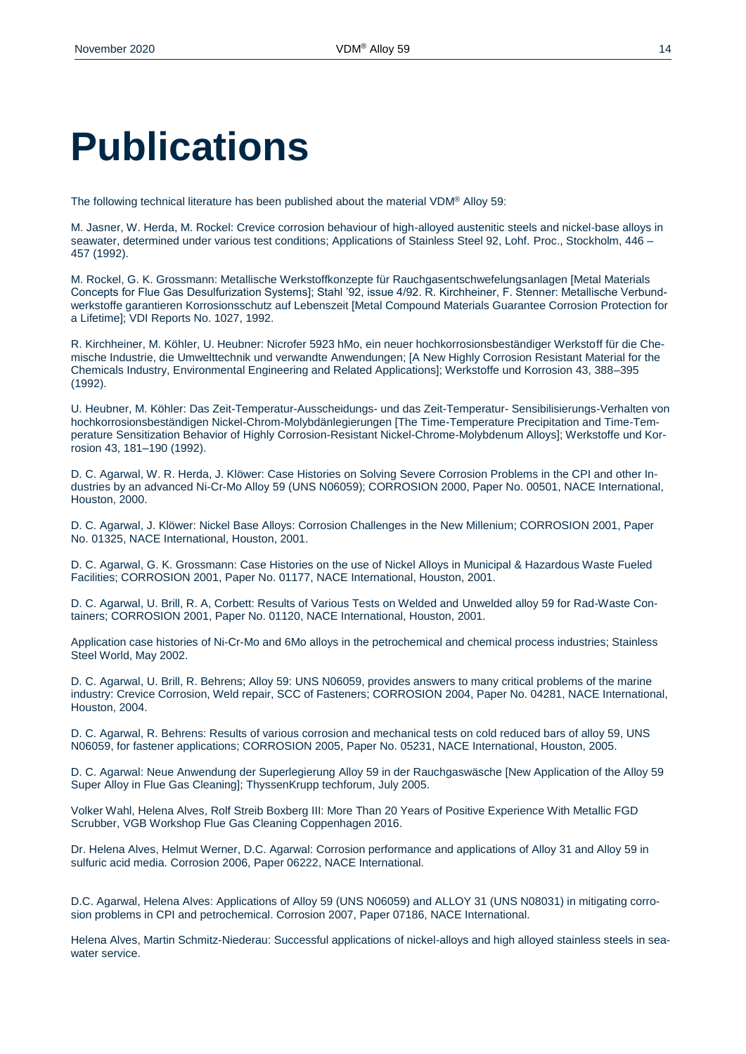# Publications

The following technical literature has been published about the material VDM® Alloy 59:

M. Jasner, W. Herda, M. Rockel: Crevice corrosion behaviour of high-alloyed austenitic steels and nickel-base alloys in seawater, determined under various test conditions; Applications of Stainless Steel 92, Lohf. Proc., Stockholm, 446 – 457 (1992).

M. Rockel, G. K. Grossmann: Metallische Werkstoffkonzepte für Rauchgasentschwefelungsanlagen [Metal Materials Concepts for Flue Gas Desulfurization Systems]; Stahl '92, issue 4/92. R. Kirchheiner, F. Stenner: Metallische Verbundwerkstoffe garantieren Korrosionsschutz auf Lebenszeit [Metal Compound Materials Guarantee Corrosion Protection for a Lifetime]; VDI Reports No. 1027, 1992.

R. Kirchheiner, M. Köhler, U. Heubner: Nicrofer 5923 hMo, ein neuer hochkorrosionsbeständiger Werkstoff für die Chemische Industrie, die Umwelttechnik und verwandte Anwendungen; [A New Highly Corrosion Resistant Material for the Chemicals Industry, Environmental Engineering and Related Applications]; Werkstoffe und Korrosion 43, 388–395 (1992).

U. Heubner, M. Köhler: Das Zeit-Temperatur-Ausscheidungs- und das Zeit-Temperatur- Sensibilisierungs-Verhalten von hochkorrosionsbeständigen Nickel-Chrom-Molybdänlegierungen [The Time-Temperature Precipitation and Time-Temperature Sensitization Behavior of Highly Corrosion-Resistant Nickel-Chrome-Molybdenum Alloys]; Werkstoffe und Korrosion 43, 181–190 (1992).

D. C. Agarwal, W. R. Herda, J. Klöwer: Case Histories on Solving Severe Corrosion Problems in the CPI and other Industries by an advanced Ni-Cr-Mo Alloy 59 (UNS N06059); CORROSION 2000, Paper No. 00501, NACE International, Houston, 2000.

D. C. Agarwal, J. Klöwer: Nickel Base Alloys: Corrosion Challenges in the New Millenium; CORROSION 2001, Paper No. 01325, NACE International, Houston, 2001.

D. C. Agarwal, G. K. Grossmann: Case Histories on the use of Nickel Alloys in Municipal & Hazardous Waste Fueled Facilities; CORROSION 2001, Paper No. 01177, NACE International, Houston, 2001.

D. C. Agarwal, U. Brill, R. A, Corbett: Results of Various Tests on Welded and Unwelded alloy 59 for Rad-Waste Containers; CORROSION 2001, Paper No. 01120, NACE International, Houston, 2001.

Application case histories of Ni-Cr-Mo and 6Mo alloys in the petrochemical and chemical process industries; Stainless Steel World, May 2002.

D. C. Agarwal, U. Brill, R. Behrens; Alloy 59: UNS N06059, provides answers to many critical problems of the marine industry: Crevice Corrosion, Weld repair, SCC of Fasteners; CORROSION 2004, Paper No. 04281, NACE International, Houston, 2004.

D. C. Agarwal, R. Behrens: Results of various corrosion and mechanical tests on cold reduced bars of alloy 59, UNS N06059, for fastener applications; CORROSION 2005, Paper No. 05231, NACE International, Houston, 2005.

D. C. Agarwal: Neue Anwendung der Superlegierung Alloy 59 in der Rauchgaswäsche [New Application of the Alloy 59 Super Alloy in Flue Gas Cleaning]; ThyssenKrupp techforum, July 2005.

Volker Wahl, Helena Alves, Rolf Streib Boxberg III: More Than 20 Years of Positive Experience With Metallic FGD Scrubber, VGB Workshop Flue Gas Cleaning Coppenhagen 2016.

Dr. Helena Alves, Helmut Werner, D.C. Agarwal: Corrosion performance and applications of Alloy 31 and Alloy 59 in sulfuric acid media. Corrosion 2006, Paper 06222, NACE International.

D.C. Agarwal, Helena Alves: Applications of Alloy 59 (UNS N06059) and ALLOY 31 (UNS N08031) in mitigating corrosion problems in CPI and petrochemical. Corrosion 2007, Paper 07186, NACE International.

Helena Alves, Martin Schmitz-Niederau: Successful applications of nickel-alloys and high alloyed stainless steels in seawater service.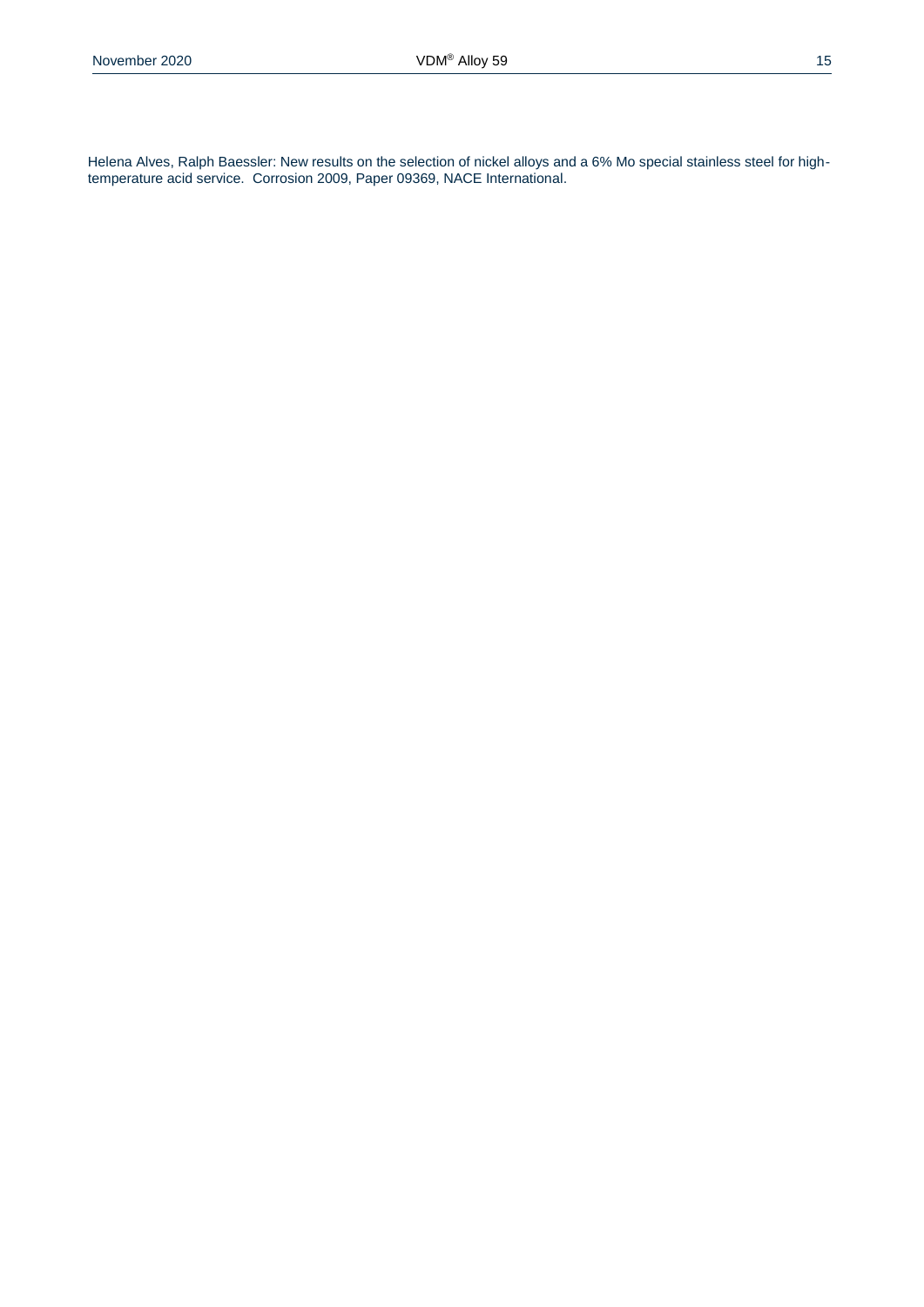Helena Alves, Ralph Baessler: New results on the selection of nickel alloys and a 6% Mo special stainless steel for high-temperature acid service. Corrosion 2009, Paper 09369, NACE International.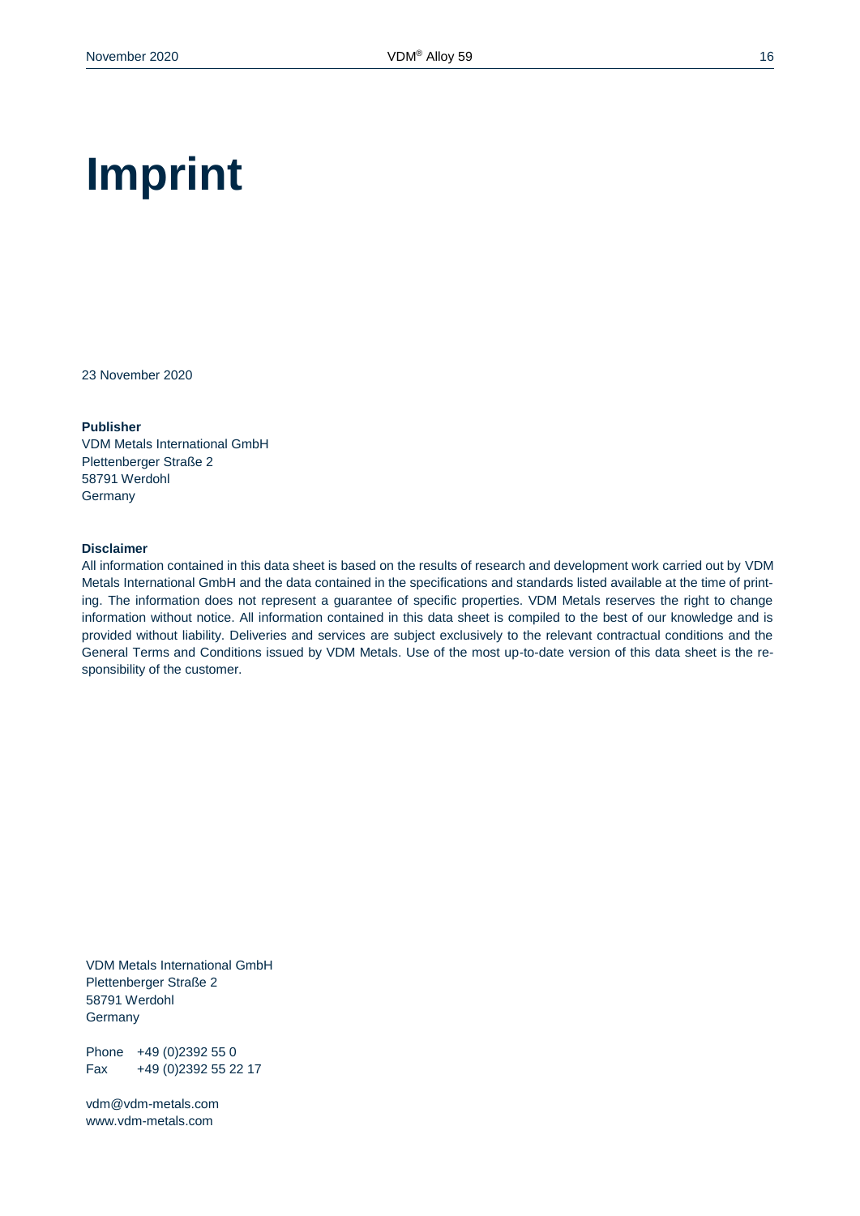# Imprint

23 November 2020

**Publisher**
VDM Metals International GmbH
Plettenberger Straße 2
58791 Werdohl
Germany

**Disclaimer**
All information contained in this data sheet is based on the results of research and development work carried out by VDM Metals International GmbH and the data contained in the specifications and standards listed available at the time of printing. The information does not represent a guarantee of specific properties. VDM Metals reserves the right to change information without notice. All information contained in this data sheet is compiled to the best of our knowledge and is provided without liability. Deliveries and services are subject exclusively to the relevant contractual conditions and the General Terms and Conditions issued by VDM Metals. Use of the most up-to-date version of this data sheet is the responsibility of the customer.

VDM Metals International GmbH
Plettenberger Straße 2
58791 Werdohl
Germany

Phone +49 (0)2392 55 0
Fax +49 (0)2392 55 22 17

vdm@vdm-metals.com
www.vdm-metals.com